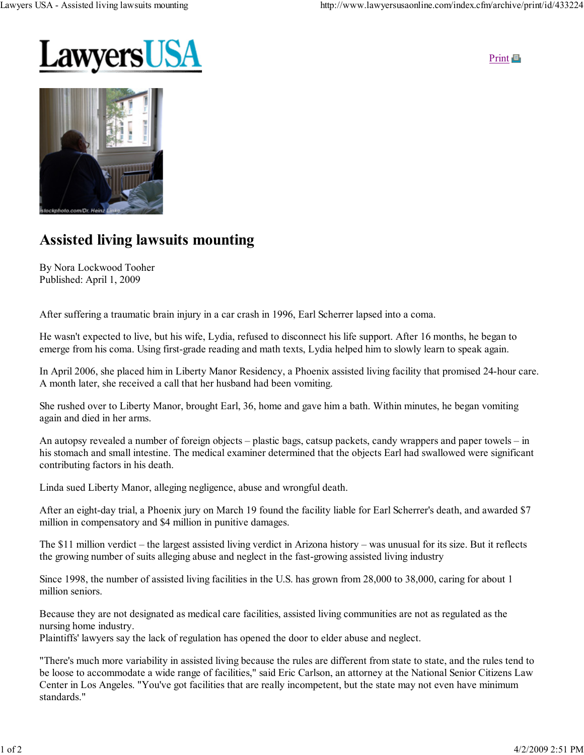LawyersUSA

Print

# Assisted living lawsuits mounting

By Nora Lockwood Tooher
Published: April 1, 2009

After suffering a traumatic brain injury in a car crash in 1996, Earl Scherrer lapsed into a coma.

He wasn't expected to live, but his wife, Lydia, refused to disconnect his life support. After 16 months, he began to emerge from his coma. Using first-grade reading and math texts, Lydia helped him to slowly learn to speak again.

In April 2006, she placed him in Liberty Manor Residency, a Phoenix assisted living facility that promised 24-hour care. A month later, she received a call that her husband had been vomiting.

She rushed over to Liberty Manor, brought Earl, 36, home and gave him a bath. Within minutes, he began vomiting again and died in her arms.

An autopsy revealed a number of foreign objects – plastic bags, catsup packets, candy wrappers and paper towels – in his stomach and small intestine. The medical examiner determined that the objects Earl had swallowed were significant contributing factors in his death.

Linda sued Liberty Manor, alleging negligence, abuse and wrongful death.

After an eight-day trial, a Phoenix jury on March 19 found the facility liable for Earl Scherrer's death, and awarded $7 million in compensatory and $4 million in punitive damages.

The $11 million verdict – the largest assisted living verdict in Arizona history – was unusual for its size. But it reflects the growing number of suits alleging abuse and neglect in the fast-growing assisted living industry

Since 1998, the number of assisted living facilities in the U.S. has grown from 28,000 to 38,000, caring for about 1 million seniors.

Because they are not designated as medical care facilities, assisted living communities are not as regulated as the nursing home industry.
Plaintiffs' lawyers say the lack of regulation has opened the door to elder abuse and neglect.

"There's much more variability in assisted living because the rules are different from state to state, and the rules tend to be loose to accommodate a wide range of facilities," said Eric Carlson, an attorney at the National Senior Citizens Law Center in Los Angeles. "You've got facilities that are really incompetent, but the state may not even have minimum standards."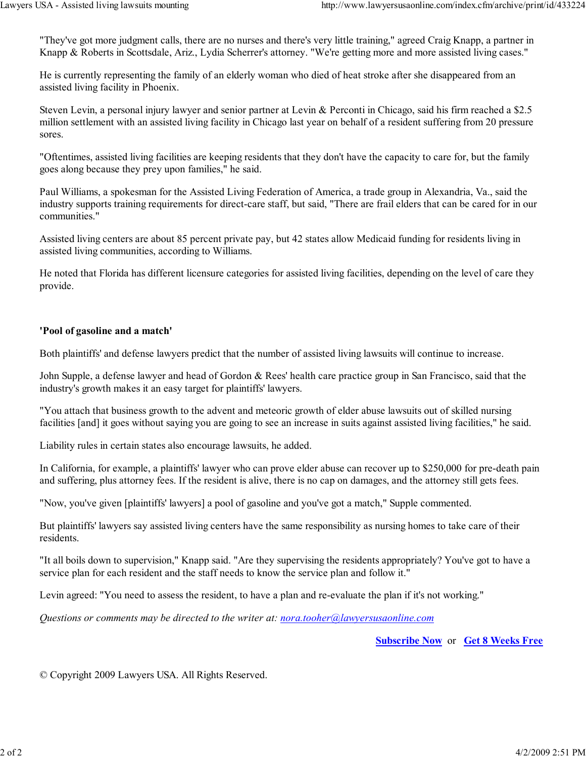"They've got more judgment calls, there are no nurses and there's very little training," agreed Craig Knapp, a partner in Knapp & Roberts in Scottsdale, Ariz., Lydia Scherrer's attorney. "We're getting more and more assisted living cases."

He is currently representing the family of an elderly woman who died of heat stroke after she disappeared from an assisted living facility in Phoenix.

Steven Levin, a personal injury lawyer and senior partner at Levin & Perconti in Chicago, said his firm reached a $2.5 million settlement with an assisted living facility in Chicago last year on behalf of a resident suffering from 20 pressure sores.

"Oftentimes, assisted living facilities are keeping residents that they don't have the capacity to care for, but the family goes along because they prey upon families," he said.

Paul Williams, a spokesman for the Assisted Living Federation of America, a trade group in Alexandria, Va., said the industry supports training requirements for direct-care staff, but said, "There are frail elders that can be cared for in our communities."

Assisted living centers are about 85 percent private pay, but 42 states allow Medicaid funding for residents living in assisted living communities, according to Williams.

He noted that Florida has different licensure categories for assisted living facilities, depending on the level of care they provide.

**'Pool of gasoline and a match'**

Both plaintiffs' and defense lawyers predict that the number of assisted living lawsuits will continue to increase.

John Supple, a defense lawyer and head of Gordon & Rees' health care practice group in San Francisco, said that the industry's growth makes it an easy target for plaintiffs' lawyers.

"You attach that business growth to the advent and meteoric growth of elder abuse lawsuits out of skilled nursing facilities [and] it goes without saying you are going to see an increase in suits against assisted living facilities," he said.

Liability rules in certain states also encourage lawsuits, he added.

In California, for example, a plaintiffs' lawyer who can prove elder abuse can recover up to $250,000 for pre-death pain and suffering, plus attorney fees. If the resident is alive, there is no cap on damages, and the attorney still gets fees.

"Now, you've given [plaintiffs' lawyers] a pool of gasoline and you've got a match," Supple commented.

But plaintiffs' lawyers say assisted living centers have the same responsibility as nursing homes to take care of their residents.

"It all boils down to supervision," Knapp said. "Are they supervising the residents appropriately? You've got to have a service plan for each resident and the staff needs to know the service plan and follow it."

Levin agreed: "You need to assess the resident, to have a plan and re-evaluate the plan if it's not working."

*Questions or comments may be directed to the writer at: nora.tooher@lawyersusaonline.com*

**Subscribe Now** or **Get 8 Weeks Free**

© Copyright 2009 Lawyers USA. All Rights Reserved.